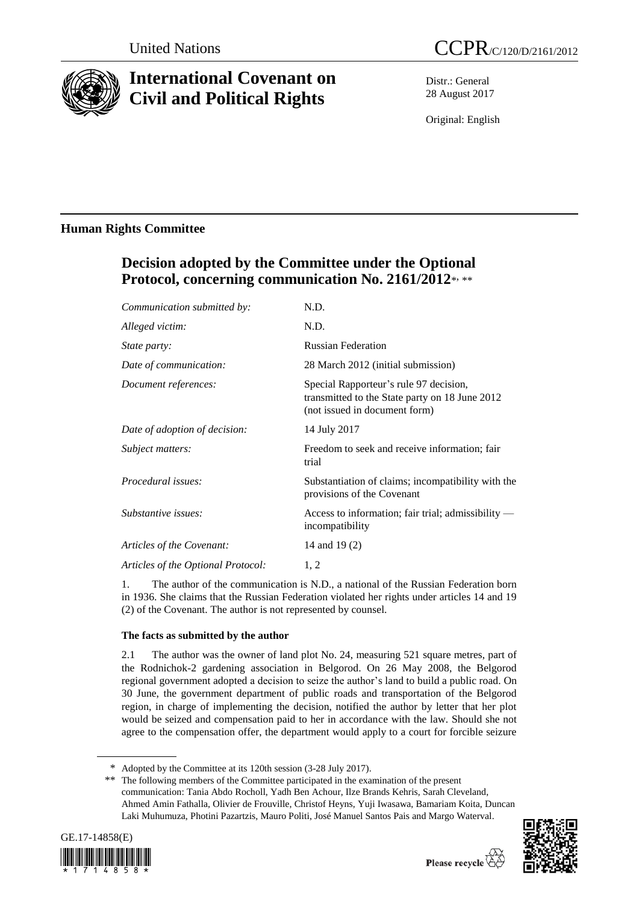United Nations

CCPR/C/120/D/2161/2012

# International Covenant on Civil and Political Rights

Distr.: General
28 August 2017

Original: English

## Human Rights Committee

# Decision adopted by the Committee under the Optional Protocol, concerning communication No. 2161/2012*, **

| | |
|---|---|
| *Communication submitted by:* | N.D. |
| *Alleged victim:* | N.D. |
| *State party:* | Russian Federation |
| *Date of communication:* | 28 March 2012 (initial submission) |
| *Document references:* | Special Rapporteur's rule 97 decision, transmitted to the State party on 18 June 2012 (not issued in document form) |
| *Date of adoption of decision:* | 14 July 2017 |
| *Subject matters:* | Freedom to seek and receive information; fair trial |
| *Procedural issues:* | Substantiation of claims; incompatibility with the provisions of the Covenant |
| *Substantive issues:* | Access to information; fair trial; admissibility — incompatibility |
| *Articles of the Covenant:* | 14 and 19 (2) |
| *Articles of the Optional Protocol:* | 1, 2 |

1. The author of the communication is N.D., a national of the Russian Federation born in 1936. She claims that the Russian Federation violated her rights under articles 14 and 19 (2) of the Covenant. The author is not represented by counsel.

### The facts as submitted by the author

2.1 The author was the owner of land plot No. 24, measuring 521 square metres, part of the Rodnichok-2 gardening association in Belgorod. On 26 May 2008, the Belgorod regional government adopted a decision to seize the author's land to build a public road. On 30 June, the government department of public roads and transportation of the Belgorod region, in charge of implementing the decision, notified the author by letter that her plot would be seized and compensation paid to her in accordance with the law. Should she not agree to the compensation offer, the department would apply to a court for forcible seizure

---

\* Adopted by the Committee at its 120th session (3-28 July 2017).

\*\* The following members of the Committee participated in the examination of the present communication: Tania Abdo Rocholl, Yadh Ben Achour, Ilze Brands Kehris, Sarah Cleveland, Ahmed Amin Fathalla, Olivier de Frouville, Christof Heyns, Yuji Iwasawa, Bamariam Koita, Duncan Laki Muhumuza, Photini Pazartzis, Mauro Politi, José Manuel Santos Pais and Margo Waterval.

GE.17-14858(E)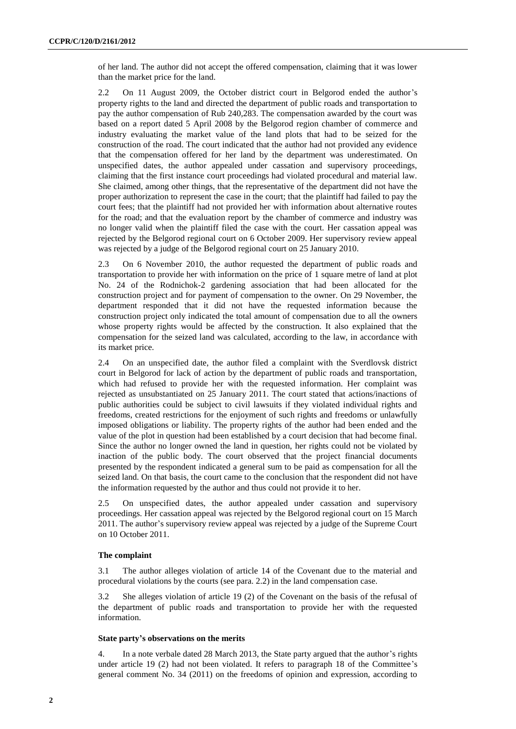of her land. The author did not accept the offered compensation, claiming that it was lower than the market price for the land.

2.2 On 11 August 2009, the October district court in Belgorod ended the author's property rights to the land and directed the department of public roads and transportation to pay the author compensation of Rub 240,283. The compensation awarded by the court was based on a report dated 5 April 2008 by the Belgorod region chamber of commerce and industry evaluating the market value of the land plots that had to be seized for the construction of the road. The court indicated that the author had not provided any evidence that the compensation offered for her land by the department was underestimated. On unspecified dates, the author appealed under cassation and supervisory proceedings, claiming that the first instance court proceedings had violated procedural and material law. She claimed, among other things, that the representative of the department did not have the proper authorization to represent the case in the court; that the plaintiff had failed to pay the court fees; that the plaintiff had not provided her with information about alternative routes for the road; and that the evaluation report by the chamber of commerce and industry was no longer valid when the plaintiff filed the case with the court. Her cassation appeal was rejected by the Belgorod regional court on 6 October 2009. Her supervisory review appeal was rejected by a judge of the Belgorod regional court on 25 January 2010.

2.3 On 6 November 2010, the author requested the department of public roads and transportation to provide her with information on the price of 1 square metre of land at plot No. 24 of the Rodnichok-2 gardening association that had been allocated for the construction project and for payment of compensation to the owner. On 29 November, the department responded that it did not have the requested information because the construction project only indicated the total amount of compensation due to all the owners whose property rights would be affected by the construction. It also explained that the compensation for the seized land was calculated, according to the law, in accordance with its market price.

2.4 On an unspecified date, the author filed a complaint with the Sverdlovsk district court in Belgorod for lack of action by the department of public roads and transportation, which had refused to provide her with the requested information. Her complaint was rejected as unsubstantiated on 25 January 2011. The court stated that actions/inactions of public authorities could be subject to civil lawsuits if they violated individual rights and freedoms, created restrictions for the enjoyment of such rights and freedoms or unlawfully imposed obligations or liability. The property rights of the author had been ended and the value of the plot in question had been established by a court decision that had become final. Since the author no longer owned the land in question, her rights could not be violated by inaction of the public body. The court observed that the project financial documents presented by the respondent indicated a general sum to be paid as compensation for all the seized land. On that basis, the court came to the conclusion that the respondent did not have the information requested by the author and thus could not provide it to her.

2.5 On unspecified dates, the author appealed under cassation and supervisory proceedings. Her cassation appeal was rejected by the Belgorod regional court on 15 March 2011. The author's supervisory review appeal was rejected by a judge of the Supreme Court on 10 October 2011.

### The complaint

3.1 The author alleges violation of article 14 of the Covenant due to the material and procedural violations by the courts (see para. 2.2) in the land compensation case.

3.2 She alleges violation of article 19 (2) of the Covenant on the basis of the refusal of the department of public roads and transportation to provide her with the requested information.

### State party's observations on the merits

4. In a note verbale dated 28 March 2013, the State party argued that the author's rights under article 19 (2) had not been violated. It refers to paragraph 18 of the Committee's general comment No. 34 (2011) on the freedoms of opinion and expression, according to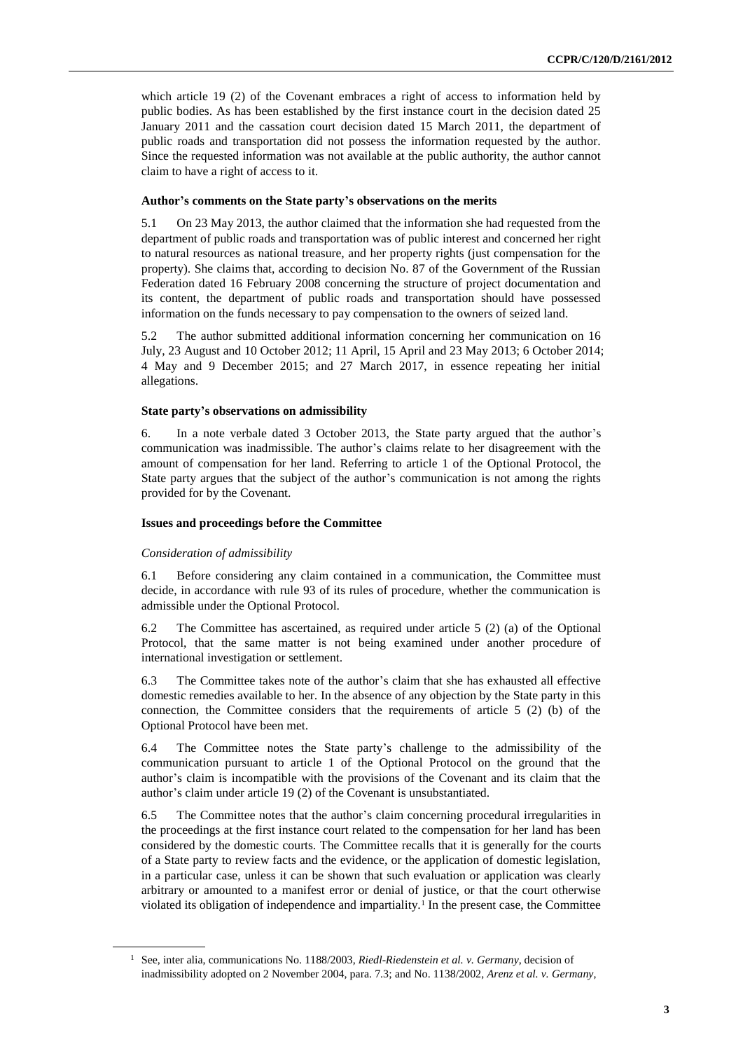which article 19 (2) of the Covenant embraces a right of access to information held by public bodies. As has been established by the first instance court in the decision dated 25 January 2011 and the cassation court decision dated 15 March 2011, the department of public roads and transportation did not possess the information requested by the author. Since the requested information was not available at the public authority, the author cannot claim to have a right of access to it.

### Author's comments on the State party's observations on the merits

5.1 On 23 May 2013, the author claimed that the information she had requested from the department of public roads and transportation was of public interest and concerned her right to natural resources as national treasure, and her property rights (just compensation for the property). She claims that, according to decision No. 87 of the Government of the Russian Federation dated 16 February 2008 concerning the structure of project documentation and its content, the department of public roads and transportation should have possessed information on the funds necessary to pay compensation to the owners of seized land.

5.2 The author submitted additional information concerning her communication on 16 July, 23 August and 10 October 2012; 11 April, 15 April and 23 May 2013; 6 October 2014; 4 May and 9 December 2015; and 27 March 2017, in essence repeating her initial allegations.

### State party's observations on admissibility

6. In a note verbale dated 3 October 2013, the State party argued that the author's communication was inadmissible. The author's claims relate to her disagreement with the amount of compensation for her land. Referring to article 1 of the Optional Protocol, the State party argues that the subject of the author's communication is not among the rights provided for by the Covenant.

### Issues and proceedings before the Committee

*Consideration of admissibility*

6.1 Before considering any claim contained in a communication, the Committee must decide, in accordance with rule 93 of its rules of procedure, whether the communication is admissible under the Optional Protocol.

6.2 The Committee has ascertained, as required under article 5 (2) (a) of the Optional Protocol, that the same matter is not being examined under another procedure of international investigation or settlement.

6.3 The Committee takes note of the author's claim that she has exhausted all effective domestic remedies available to her. In the absence of any objection by the State party in this connection, the Committee considers that the requirements of article 5 (2) (b) of the Optional Protocol have been met.

6.4 The Committee notes the State party's challenge to the admissibility of the communication pursuant to article 1 of the Optional Protocol on the ground that the author's claim is incompatible with the provisions of the Covenant and its claim that the author's claim under article 19 (2) of the Covenant is unsubstantiated.

6.5 The Committee notes that the author's claim concerning procedural irregularities in the proceedings at the first instance court related to the compensation for her land has been considered by the domestic courts. The Committee recalls that it is generally for the courts of a State party to review facts and the evidence, or the application of domestic legislation, in a particular case, unless it can be shown that such evaluation or application was clearly arbitrary or amounted to a manifest error or denial of justice, or that the court otherwise violated its obligation of independence and impartiality.[1] In the present case, the Committee

[1] See, inter alia, communications No. 1188/2003, *Riedl-Riedenstein et al. v. Germany*, decision of inadmissibility adopted on 2 November 2004, para. 7.3; and No. 1138/2002, *Arenz et al. v. Germany*,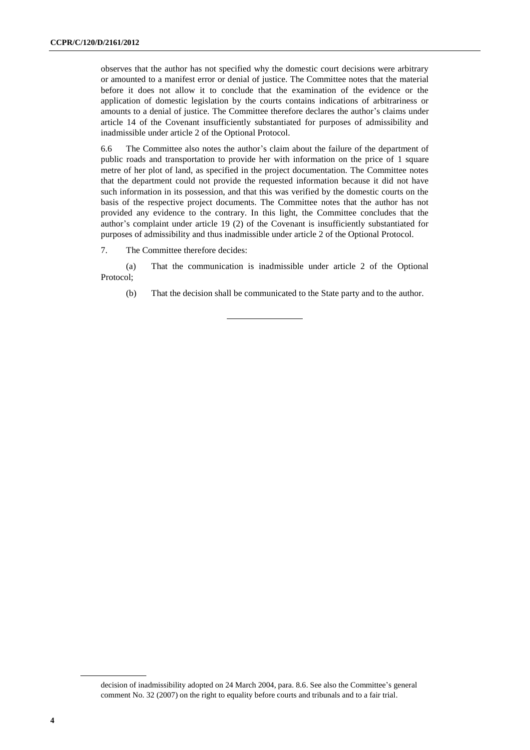observes that the author has not specified why the domestic court decisions were arbitrary or amounted to a manifest error or denial of justice. The Committee notes that the material before it does not allow it to conclude that the examination of the evidence or the application of domestic legislation by the courts contains indications of arbitrariness or amounts to a denial of justice. The Committee therefore declares the author's claims under article 14 of the Covenant insufficiently substantiated for purposes of admissibility and inadmissible under article 2 of the Optional Protocol.

6.6 The Committee also notes the author's claim about the failure of the department of public roads and transportation to provide her with information on the price of 1 square metre of her plot of land, as specified in the project documentation. The Committee notes that the department could not provide the requested information because it did not have such information in its possession, and that this was verified by the domestic courts on the basis of the respective project documents. The Committee notes that the author has not provided any evidence to the contrary. In this light, the Committee concludes that the author's complaint under article 19 (2) of the Covenant is insufficiently substantiated for purposes of admissibility and thus inadmissible under article 2 of the Optional Protocol.

7. The Committee therefore decides:

(a) That the communication is inadmissible under article 2 of the Optional Protocol;

(b) That the decision shall be communicated to the State party and to the author.

---

decision of inadmissibility adopted on 24 March 2004, para. 8.6. See also the Committee's general comment No. 32 (2007) on the right to equality before courts and tribunals and to a fair trial.